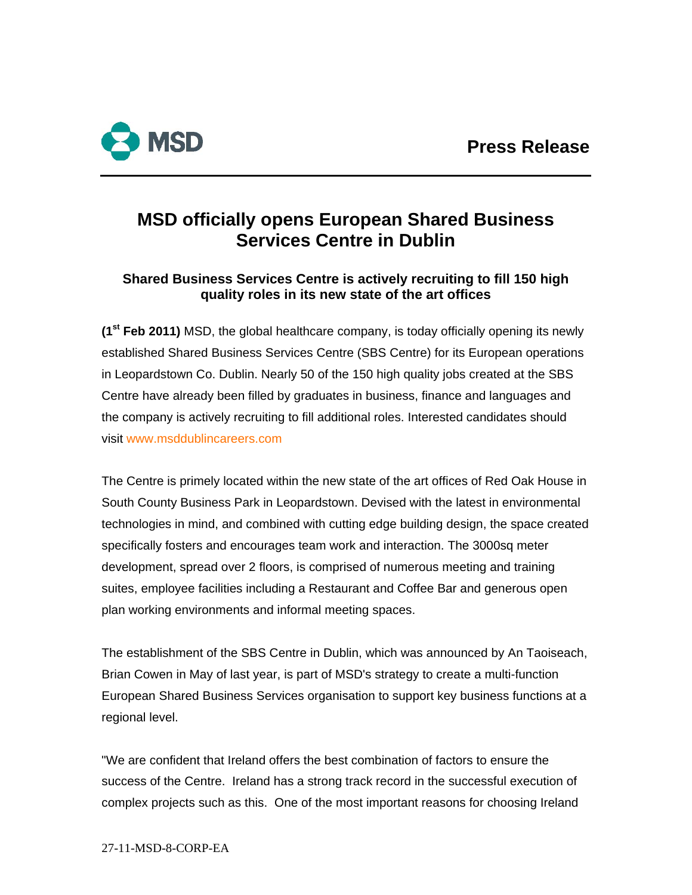MSD

**Press Release**

# MSD officially opens European Shared Business Services Centre in Dublin

### Shared Business Services Centre is actively recruiting to fill 150 high quality roles in its new state of the art offices

**(1st Feb 2011)** MSD, the global healthcare company, is today officially opening its newly established Shared Business Services Centre (SBS Centre) for its European operations in Leopardstown Co. Dublin. Nearly 50 of the 150 high quality jobs created at the SBS Centre have already been filled by graduates in business, finance and languages and the company is actively recruiting to fill additional roles. Interested candidates should visit www.msddublincareers.com

The Centre is primely located within the new state of the art offices of Red Oak House in South County Business Park in Leopardstown. Devised with the latest in environmental technologies in mind, and combined with cutting edge building design, the space created specifically fosters and encourages team work and interaction. The 3000sq meter development, spread over 2 floors, is comprised of numerous meeting and training suites, employee facilities including a Restaurant and Coffee Bar and generous open plan working environments and informal meeting spaces.

The establishment of the SBS Centre in Dublin, which was announced by An Taoiseach, Brian Cowen in May of last year, is part of MSD's strategy to create a multi-function European Shared Business Services organisation to support key business functions at a regional level.

"We are confident that Ireland offers the best combination of factors to ensure the success of the Centre. Ireland has a strong track record in the successful execution of complex projects such as this. One of the most important reasons for choosing Ireland

27-11-MSD-8-CORP-EA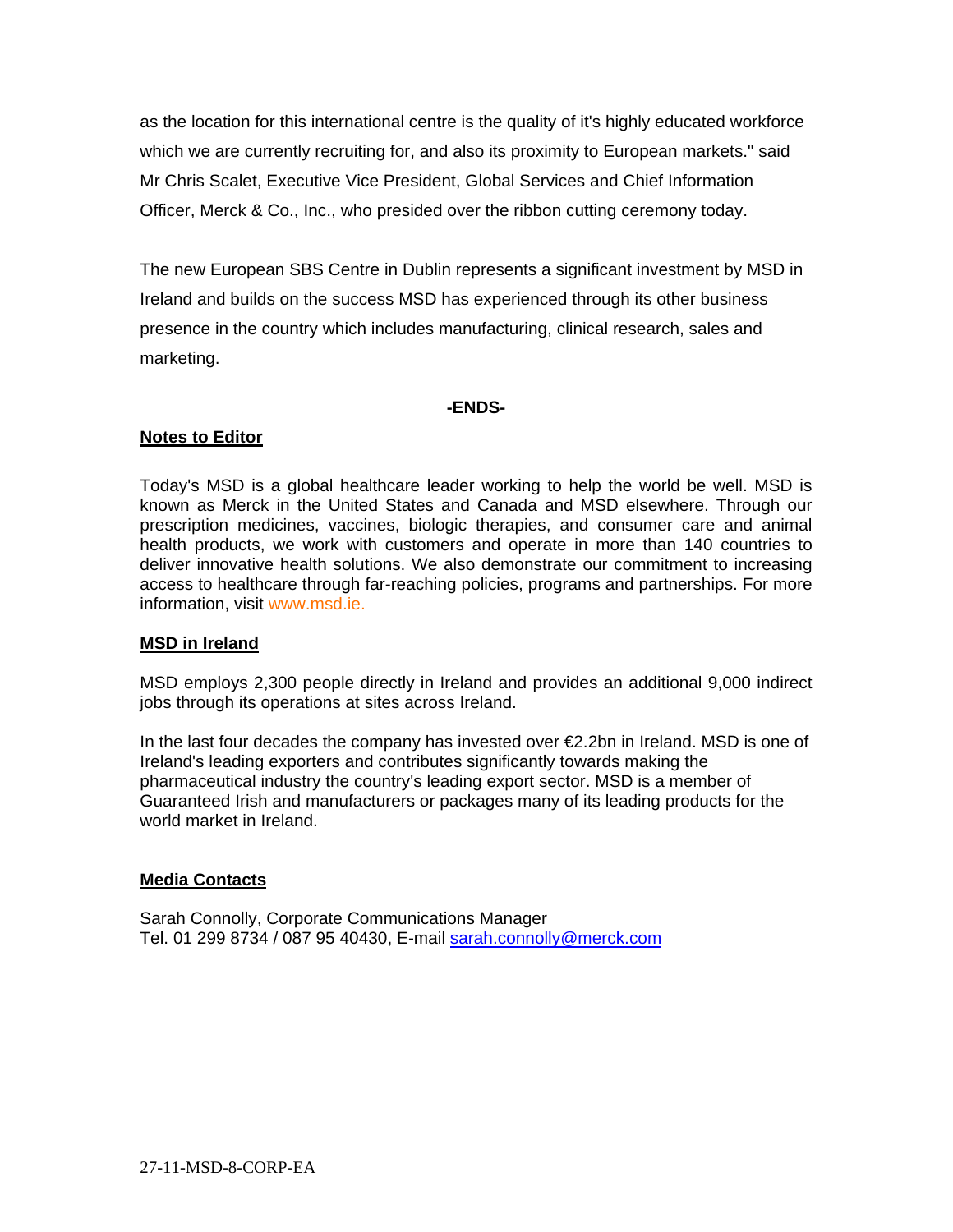as the location for this international centre is the quality of it's highly educated workforce which we are currently recruiting for, and also its proximity to European markets." said Mr Chris Scalet, Executive Vice President, Global Services and Chief Information Officer, Merck & Co., Inc., who presided over the ribbon cutting ceremony today.

The new European SBS Centre in Dublin represents a significant investment by MSD in Ireland and builds on the success MSD has experienced through its other business presence in the country which includes manufacturing, clinical research, sales and marketing.

**-ENDS-**

**Notes to Editor**

Today's MSD is a global healthcare leader working to help the world be well. MSD is known as Merck in the United States and Canada and MSD elsewhere. Through our prescription medicines, vaccines, biologic therapies, and consumer care and animal health products, we work with customers and operate in more than 140 countries to deliver innovative health solutions. We also demonstrate our commitment to increasing access to healthcare through far-reaching policies, programs and partnerships. For more information, visit www.msd.ie.

**MSD in Ireland**

MSD employs 2,300 people directly in Ireland and provides an additional 9,000 indirect jobs through its operations at sites across Ireland.

In the last four decades the company has invested over €2.2bn in Ireland. MSD is one of Ireland's leading exporters and contributes significantly towards making the pharmaceutical industry the country's leading export sector. MSD is a member of Guaranteed Irish and manufacturers or packages many of its leading products for the world market in Ireland.

**Media Contacts**

Sarah Connolly, Corporate Communications Manager
Tel. 01 299 8734 / 087 95 40430, E-mail sarah.connolly@merck.com

27-11-MSD-8-CORP-EA